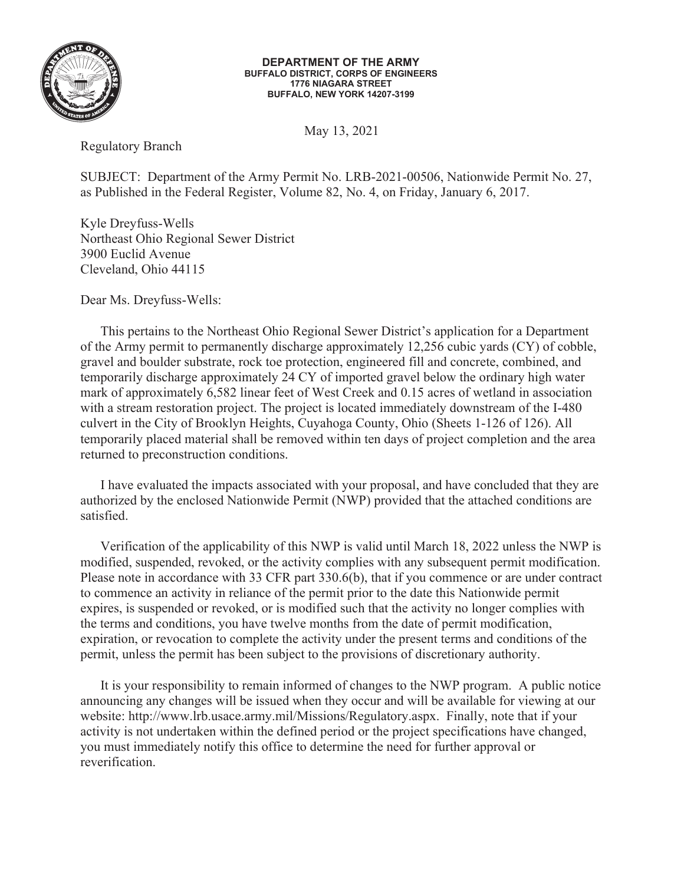**DEPARTMENT OF THE ARMY**
**BUFFALO DISTRICT, CORPS OF ENGINEERS**
**1776 NIAGARA STREET**
**BUFFALO, NEW YORK 14207-3199**

May 13, 2021

Regulatory Branch

SUBJECT: Department of the Army Permit No. LRB-2021-00506, Nationwide Permit No. 27, as Published in the Federal Register, Volume 82, No. 4, on Friday, January 6, 2017.

Kyle Dreyfuss-Wells
Northeast Ohio Regional Sewer District
3900 Euclid Avenue
Cleveland, Ohio 44115

Dear Ms. Dreyfuss-Wells:

This pertains to the Northeast Ohio Regional Sewer District's application for a Department of the Army permit to permanently discharge approximately 12,256 cubic yards (CY) of cobble, gravel and boulder substrate, rock toe protection, engineered fill and concrete, combined, and temporarily discharge approximately 24 CY of imported gravel below the ordinary high water mark of approximately 6,582 linear feet of West Creek and 0.15 acres of wetland in association with a stream restoration project. The project is located immediately downstream of the I-480 culvert in the City of Brooklyn Heights, Cuyahoga County, Ohio (Sheets 1-126 of 126). All temporarily placed material shall be removed within ten days of project completion and the area returned to preconstruction conditions.

I have evaluated the impacts associated with your proposal, and have concluded that they are authorized by the enclosed Nationwide Permit (NWP) provided that the attached conditions are satisfied.

Verification of the applicability of this NWP is valid until March 18, 2022 unless the NWP is modified, suspended, revoked, or the activity complies with any subsequent permit modification. Please note in accordance with 33 CFR part 330.6(b), that if you commence or are under contract to commence an activity in reliance of the permit prior to the date this Nationwide permit expires, is suspended or revoked, or is modified such that the activity no longer complies with the terms and conditions, you have twelve months from the date of permit modification, expiration, or revocation to complete the activity under the present terms and conditions of the permit, unless the permit has been subject to the provisions of discretionary authority.

It is your responsibility to remain informed of changes to the NWP program. A public notice announcing any changes will be issued when they occur and will be available for viewing at our website: http://www.lrb.usace.army.mil/Missions/Regulatory.aspx. Finally, note that if your activity is not undertaken within the defined period or the project specifications have changed, you must immediately notify this office to determine the need for further approval or reverification.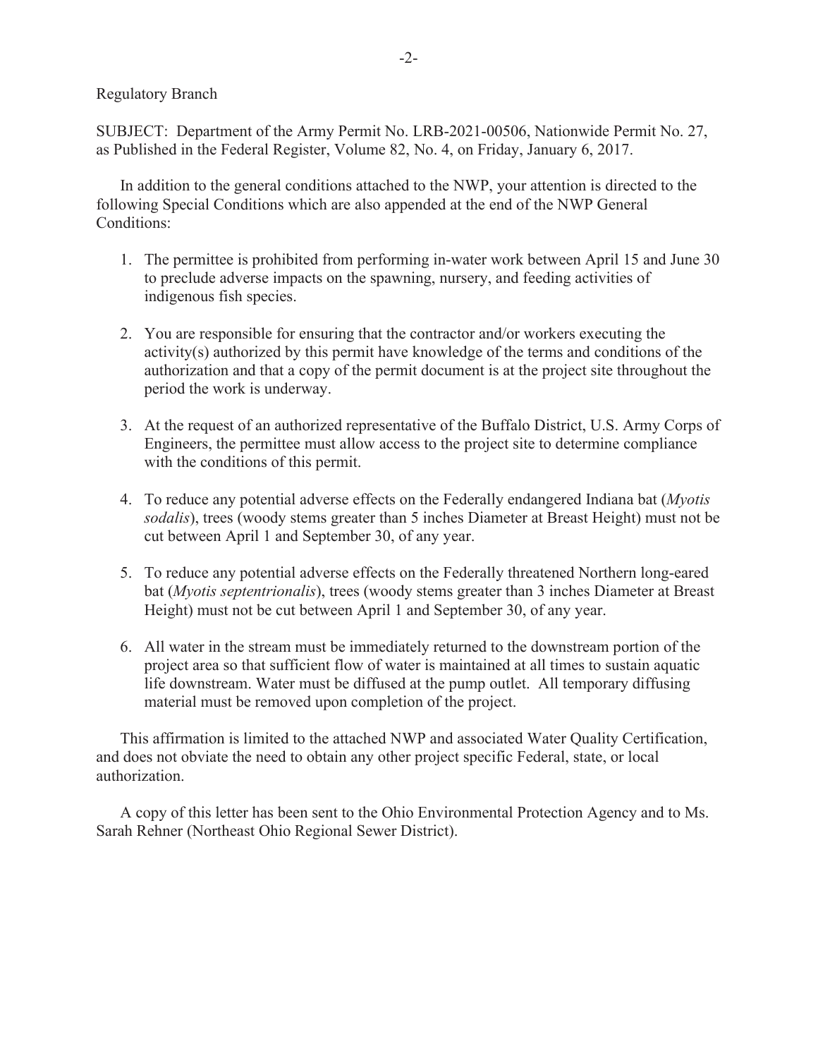Regulatory Branch

SUBJECT: Department of the Army Permit No. LRB-2021-00506, Nationwide Permit No. 27, as Published in the Federal Register, Volume 82, No. 4, on Friday, January 6, 2017.

In addition to the general conditions attached to the NWP, your attention is directed to the following Special Conditions which are also appended at the end of the NWP General Conditions:

1. The permittee is prohibited from performing in-water work between April 15 and June 30 to preclude adverse impacts on the spawning, nursery, and feeding activities of indigenous fish species.

2. You are responsible for ensuring that the contractor and/or workers executing the activity(s) authorized by this permit have knowledge of the terms and conditions of the authorization and that a copy of the permit document is at the project site throughout the period the work is underway.

3. At the request of an authorized representative of the Buffalo District, U.S. Army Corps of Engineers, the permittee must allow access to the project site to determine compliance with the conditions of this permit.

4. To reduce any potential adverse effects on the Federally endangered Indiana bat (*Myotis sodalis*), trees (woody stems greater than 5 inches Diameter at Breast Height) must not be cut between April 1 and September 30, of any year.

5. To reduce any potential adverse effects on the Federally threatened Northern long-eared bat (*Myotis septentrionalis*), trees (woody stems greater than 3 inches Diameter at Breast Height) must not be cut between April 1 and September 30, of any year.

6. All water in the stream must be immediately returned to the downstream portion of the project area so that sufficient flow of water is maintained at all times to sustain aquatic life downstream. Water must be diffused at the pump outlet. All temporary diffusing material must be removed upon completion of the project.

This affirmation is limited to the attached NWP and associated Water Quality Certification, and does not obviate the need to obtain any other project specific Federal, state, or local authorization.

A copy of this letter has been sent to the Ohio Environmental Protection Agency and to Ms. Sarah Rehner (Northeast Ohio Regional Sewer District).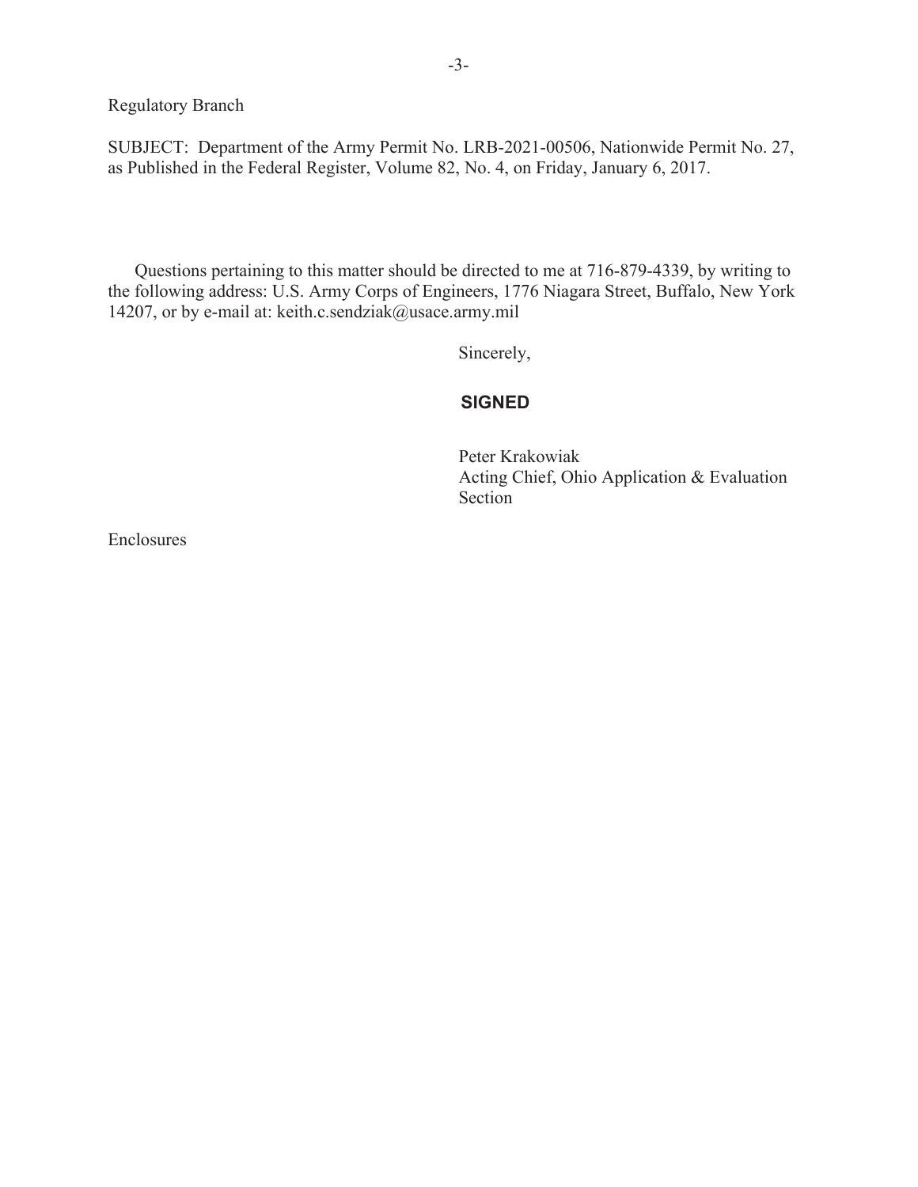Regulatory Branch

SUBJECT: Department of the Army Permit No. LRB-2021-00506, Nationwide Permit No. 27, as Published in the Federal Register, Volume 82, No. 4, on Friday, January 6, 2017.

Questions pertaining to this matter should be directed to me at 716-879-4339, by writing to the following address: U.S. Army Corps of Engineers, 1776 Niagara Street, Buffalo, New York 14207, or by e-mail at: keith.c.sendziak@usace.army.mil

Sincerely,

**SIGNED**

Peter Krakowiak
Acting Chief, Ohio Application & Evaluation Section

Enclosures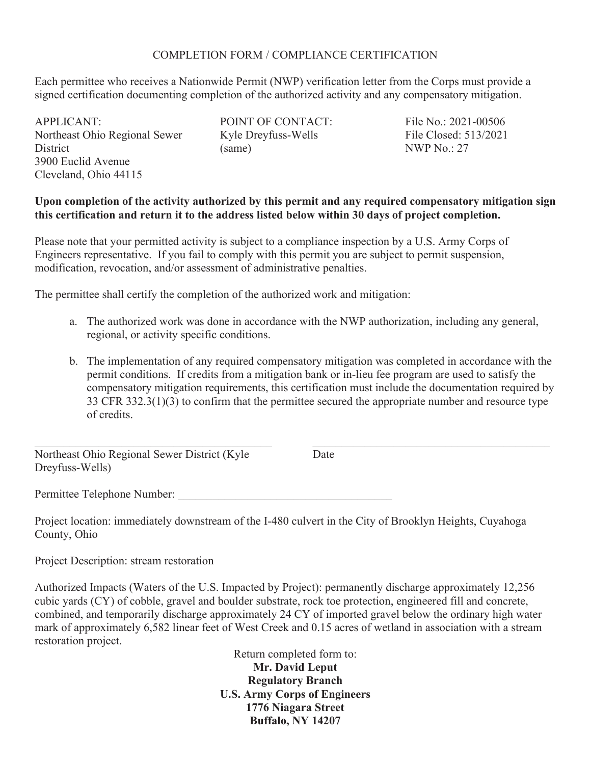# COMPLETION FORM / COMPLIANCE CERTIFICATION

Each permittee who receives a Nationwide Permit (NWP) verification letter from the Corps must provide a signed certification documenting completion of the authorized activity and any compensatory mitigation.

APPLICANT:
Northeast Ohio Regional Sewer District
3900 Euclid Avenue
Cleveland, Ohio 44115

POINT OF CONTACT:
Kyle Dreyfuss-Wells
(same)

File No.: 2021-00506
File Closed: 513/2021
NWP No.: 27

**Upon completion of the activity authorized by this permit and any required compensatory mitigation sign this certification and return it to the address listed below within 30 days of project completion.**

Please note that your permitted activity is subject to a compliance inspection by a U.S. Army Corps of Engineers representative. If you fail to comply with this permit you are subject to permit suspension, modification, revocation, and/or assessment of administrative penalties.

The permittee shall certify the completion of the authorized work and mitigation:

a. The authorized work was done in accordance with the NWP authorization, including any general, regional, or activity specific conditions.

b. The implementation of any required compensatory mitigation was completed in accordance with the permit conditions. If credits from a mitigation bank or in-lieu fee program are used to satisfy the compensatory mitigation requirements, this certification must include the documentation required by 33 CFR 332.3(1)(3) to confirm that the permittee secured the appropriate number and resource type of credits.

\_\_\_\_\_\_\_\_\_\_\_\_\_\_\_\_\_\_\_\_\_\_\_\_\_\_\_\_\_\_\_\_\_\_\_\_\_\_\_\_\_\_\_ \_\_\_\_\_\_\_\_\_\_\_\_\_\_\_\_\_\_\_\_\_\_\_\_\_\_\_\_\_\_\_\_\_\_\_\_\_\_\_\_\_\_\_

Northeast Ohio Regional Sewer District (Kyle Dreyfuss-Wells) Date

Permittee Telephone Number: \_\_\_\_\_\_\_\_\_\_\_\_\_\_\_\_\_\_\_\_\_\_\_\_\_\_\_\_\_\_\_\_\_\_\_\_\_

Project location: immediately downstream of the I-480 culvert in the City of Brooklyn Heights, Cuyahoga County, Ohio

Project Description: stream restoration

Authorized Impacts (Waters of the U.S. Impacted by Project): permanently discharge approximately 12,256 cubic yards (CY) of cobble, gravel and boulder substrate, rock toe protection, engineered fill and concrete, combined, and temporarily discharge approximately 24 CY of imported gravel below the ordinary high water mark of approximately 6,582 linear feet of West Creek and 0.15 acres of wetland in association with a stream restoration project.

Return completed form to:
**Mr. David Leput**
**Regulatory Branch**
**U.S. Army Corps of Engineers**
**1776 Niagara Street**
**Buffalo, NY 14207**